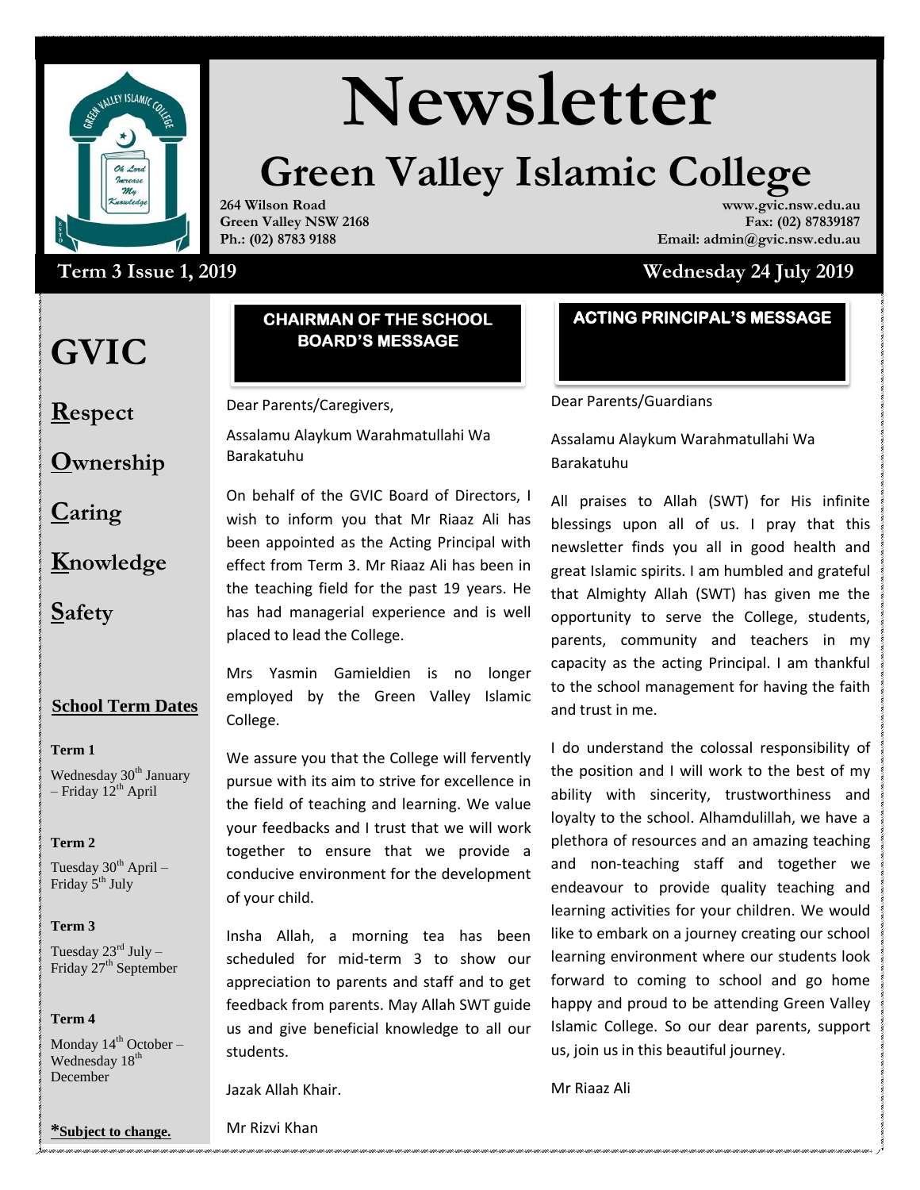# Newsletter

## Green Valley Islamic College

**264 Wilson Road**
**Green Valley NSW 2168**
**Ph.: (02) 8783 9188**

**www.gvic.nsw.edu.au**
**Fax: (02) 87839187**
**Email: admin@gvic.nsw.edu.au**

**Term 3 Issue 1, 2019** — **Wednesday 24 July 2019**

# GVIC

**R**espect

**O**wnership

**C**aring

**K**nowledge

**S**afety

### School Term Dates

**Term 1**

Wednesday 30th January – Friday 12th April

**Term 2**

Tuesday 30th April – Friday 5th July

**Term 3**

Tuesday 23rd July – Friday 27th September

**Term 4**

Monday 14th October – Wednesday 18th December

***Subject to change.**

## CHAIRMAN OF THE SCHOOL BOARD'S MESSAGE

Dear Parents/Caregivers,

Assalamu Alaykum Warahmatullahi Wa Barakatuhu

On behalf of the GVIC Board of Directors, I wish to inform you that Mr Riaaz Ali has been appointed as the Acting Principal with effect from Term 3. Mr Riaaz Ali has been in the teaching field for the past 19 years. He has had managerial experience and is well placed to lead the College.

Mrs Yasmin Gamieldien is no longer employed by the Green Valley Islamic College.

We assure you that the College will fervently pursue with its aim to strive for excellence in the field of teaching and learning. We value your feedbacks and I trust that we will work together to ensure that we provide a conducive environment for the development of your child.

Insha Allah, a morning tea has been scheduled for mid-term 3 to show our appreciation to parents and staff and to get feedback from parents. May Allah SWT guide us and give beneficial knowledge to all our students.

Jazak Allah Khair.

Mr Rizvi Khan

## ACTING PRINCIPAL'S MESSAGE

Dear Parents/Guardians

Assalamu Alaykum Warahmatullahi Wa Barakatuhu

All praises to Allah (SWT) for His infinite blessings upon all of us. I pray that this newsletter finds you all in good health and great Islamic spirits. I am humbled and grateful that Almighty Allah (SWT) has given me the opportunity to serve the College, students, parents, community and teachers in my capacity as the acting Principal. I am thankful to the school management for having the faith and trust in me.

I do understand the colossal responsibility of the position and I will work to the best of my ability with sincerity, trustworthiness and loyalty to the school. Alhamdulillah, we have a plethora of resources and an amazing teaching and non-teaching staff and together we endeavour to provide quality teaching and learning activities for your children. We would like to embark on a journey creating our school learning environment where our students look forward to coming to school and go home happy and proud to be attending Green Valley Islamic College. So our dear parents, support us, join us in this beautiful journey.

Mr Riaaz Ali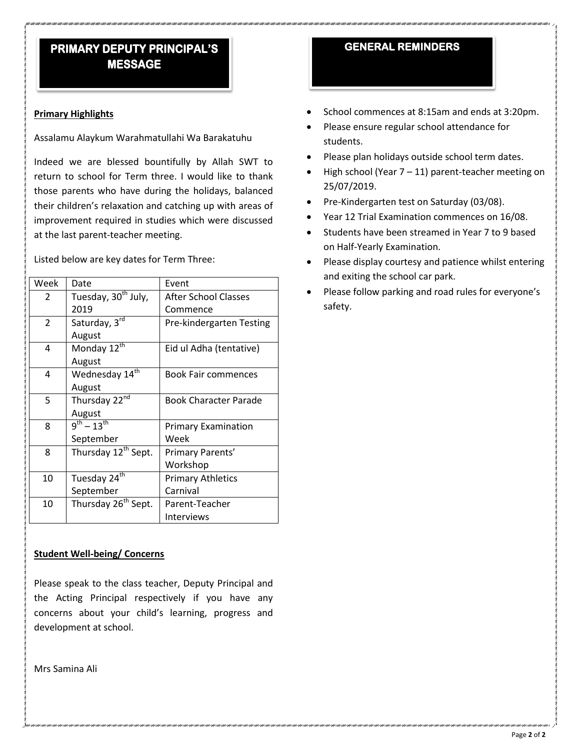## PRIMARY DEPUTY PRINCIPAL'S MESSAGE

**Primary Highlights**

Assalamu Alaykum Warahmatullahi Wa Barakatuhu

Indeed we are blessed bountifully by Allah SWT to return to school for Term three. I would like to thank those parents who have during the holidays, balanced their children's relaxation and catching up with areas of improvement required in studies which were discussed at the last parent-teacher meeting.

Listed below are key dates for Term Three:

| Week | Date | Event |
|---|---|---|
| 2 | Tuesday, 30th July, 2019 | After School Classes Commence |
| 2 | Saturday, 3rd August | Pre-kindergarten Testing |
| 4 | Monday 12th August | Eid ul Adha (tentative) |
| 4 | Wednesday 14th August | Book Fair commences |
| 5 | Thursday 22nd August | Book Character Parade |
| 8 | 9th – 13th September | Primary Examination Week |
| 8 | Thursday 12th Sept. | Primary Parents' Workshop |
| 10 | Tuesday 24th September | Primary Athletics Carnival |
| 10 | Thursday 26th Sept. | Parent-Teacher Interviews |

**Student Well-being/ Concerns**

Please speak to the class teacher, Deputy Principal and the Acting Principal respectively if you have any concerns about your child's learning, progress and development at school.

Mrs Samina Ali

## GENERAL REMINDERS

- School commences at 8:15am and ends at 3:20pm.
- Please ensure regular school attendance for students.
- Please plan holidays outside school term dates.
- High school (Year 7 – 11) parent-teacher meeting on 25/07/2019.
- Pre-Kindergarten test on Saturday (03/08).
- Year 12 Trial Examination commences on 16/08.
- Students have been streamed in Year 7 to 9 based on Half-Yearly Examination.
- Please display courtesy and patience whilst entering and exiting the school car park.
- Please follow parking and road rules for everyone's safety.